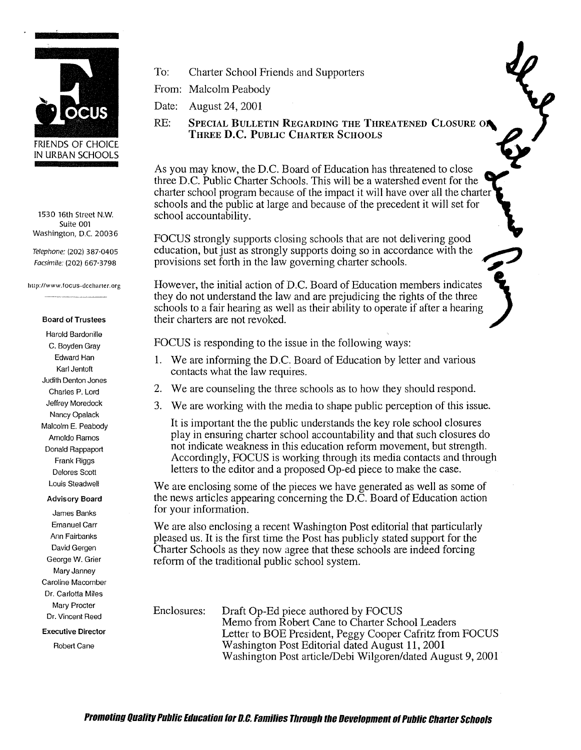**FOCUS**
FRIENDS OF CHOICE IN URBAN SCHOOLS

1530 16th Street N.W.
Suite 001
Washington, D.C. 20036

*Telephone:* (202) 387-0405
*Facsimile:* (202) 667-3798

http://www.focus-dccharter.org

**Board of Trustees**

Harold Bardonille
C. Boyden Gray
Edward Han
Karl Jentoft
Judith Denton Jones
Charles P. Lord
Jeffrey Moredock
Nancy Opalack
Malcolm E. Peabody
Arnoldo Ramos
Donald Rappaport
Frank Riggs
Delores Scott
Louis Steadwell

**Advisory Board**

James Banks
Emanuel Carr
Ann Fairbanks
David Gergen
George W. Grier
Mary Janney
Caroline Macomber
Dr. Carlotta Miles
Mary Procter
Dr. Vincent Reed

**Executive Director**

Robert Cane

---

To: Charter School Friends and Supporters

From: Malcolm Peabody

Date: August 24, 2001

RE: **SPECIAL BULLETIN REGARDING THE THREATENED CLOSURE OF THREE D.C. PUBLIC CHARTER SCHOOLS**

As you may know, the D.C. Board of Education has threatened to close three D.C. Public Charter Schools. This will be a watershed event for the charter school program because of the impact it will have over all the charter schools and the public at large and because of the precedent it will set for school accountability.

FOCUS strongly supports closing schools that are not delivering good education, but just as strongly supports doing so in accordance with the provisions set forth in the law governing charter schools.

However, the initial action of D.C. Board of Education members indicates they do not understand the law and are prejudicing the rights of the three schools to a fair hearing as well as their ability to operate if after a hearing their charters are not revoked.

FOCUS is responding to the issue in the following ways:

1. We are informing the D.C. Board of Education by letter and various contacts what the law requires.
2. We are counseling the three schools as to how they should respond.
3. We are working with the media to shape public perception of this issue.

   It is important the the public understands the key role school closures play in ensuring charter school accountability and that such closures do not indicate weakness in this education reform movement, but strength. Accordingly, FOCUS is working through its media contacts and through letters to the editor and a proposed Op-ed piece to make the case.

We are enclosing some of the pieces we have generated as well as some of the news articles appearing concerning the D.C. Board of Education action for your information.

We are also enclosing a recent Washington Post editorial that particularly pleased us. It is the first time the Post has publicly stated support for the Charter Schools as they now agree that these schools are indeed forcing reform of the traditional public school system.

Enclosures:
Draft Op-Ed piece authored by FOCUS
Memo from Robert Cane to Charter School Leaders
Letter to BOE President, Peggy Cooper Cafritz from FOCUS
Washington Post Editorial dated August 11, 2001
Washington Post article/Debi Wilgoren/dated August 9, 2001

***Promoting Quality Public Education for D.C. Families Through the Development of Public Charter Schools***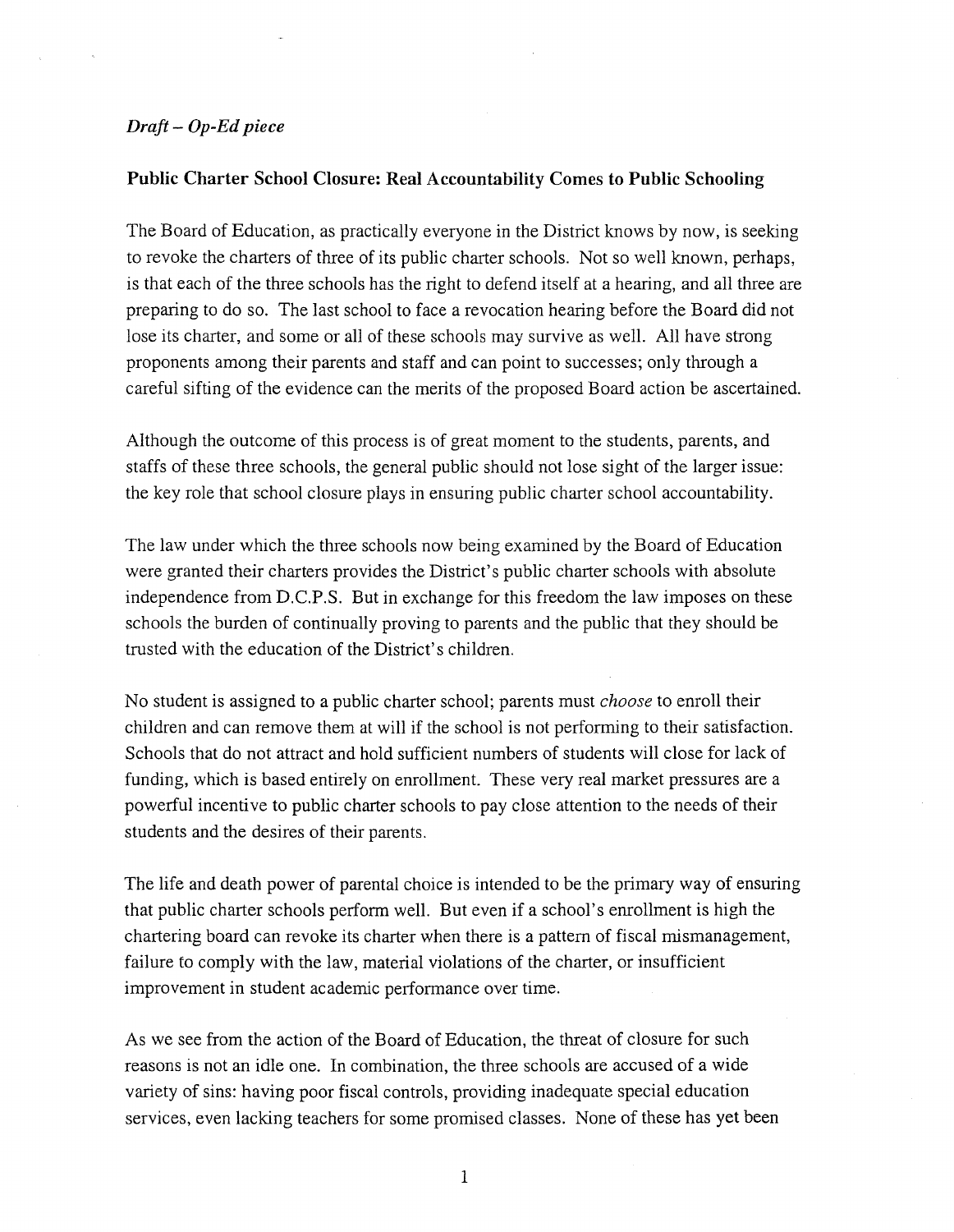*Draft – Op-Ed piece*

**Public Charter School Closure: Real Accountability Comes to Public Schooling**

The Board of Education, as practically everyone in the District knows by now, is seeking to revoke the charters of three of its public charter schools. Not so well known, perhaps, is that each of the three schools has the right to defend itself at a hearing, and all three are preparing to do so. The last school to face a revocation hearing before the Board did not lose its charter, and some or all of these schools may survive as well. All have strong proponents among their parents and staff and can point to successes; only through a careful sifting of the evidence can the merits of the proposed Board action be ascertained.

Although the outcome of this process is of great moment to the students, parents, and staffs of these three schools, the general public should not lose sight of the larger issue: the key role that school closure plays in ensuring public charter school accountability.

The law under which the three schools now being examined by the Board of Education were granted their charters provides the District's public charter schools with absolute independence from D.C.P.S. But in exchange for this freedom the law imposes on these schools the burden of continually proving to parents and the public that they should be trusted with the education of the District's children.

No student is assigned to a public charter school; parents must *choose* to enroll their children and can remove them at will if the school is not performing to their satisfaction. Schools that do not attract and hold sufficient numbers of students will close for lack of funding, which is based entirely on enrollment. These very real market pressures are a powerful incentive to public charter schools to pay close attention to the needs of their students and the desires of their parents.

The life and death power of parental choice is intended to be the primary way of ensuring that public charter schools perform well. But even if a school's enrollment is high the chartering board can revoke its charter when there is a pattern of fiscal mismanagement, failure to comply with the law, material violations of the charter, or insufficient improvement in student academic performance over time.

As we see from the action of the Board of Education, the threat of closure for such reasons is not an idle one. In combination, the three schools are accused of a wide variety of sins: having poor fiscal controls, providing inadequate special education services, even lacking teachers for some promised classes. None of these has yet been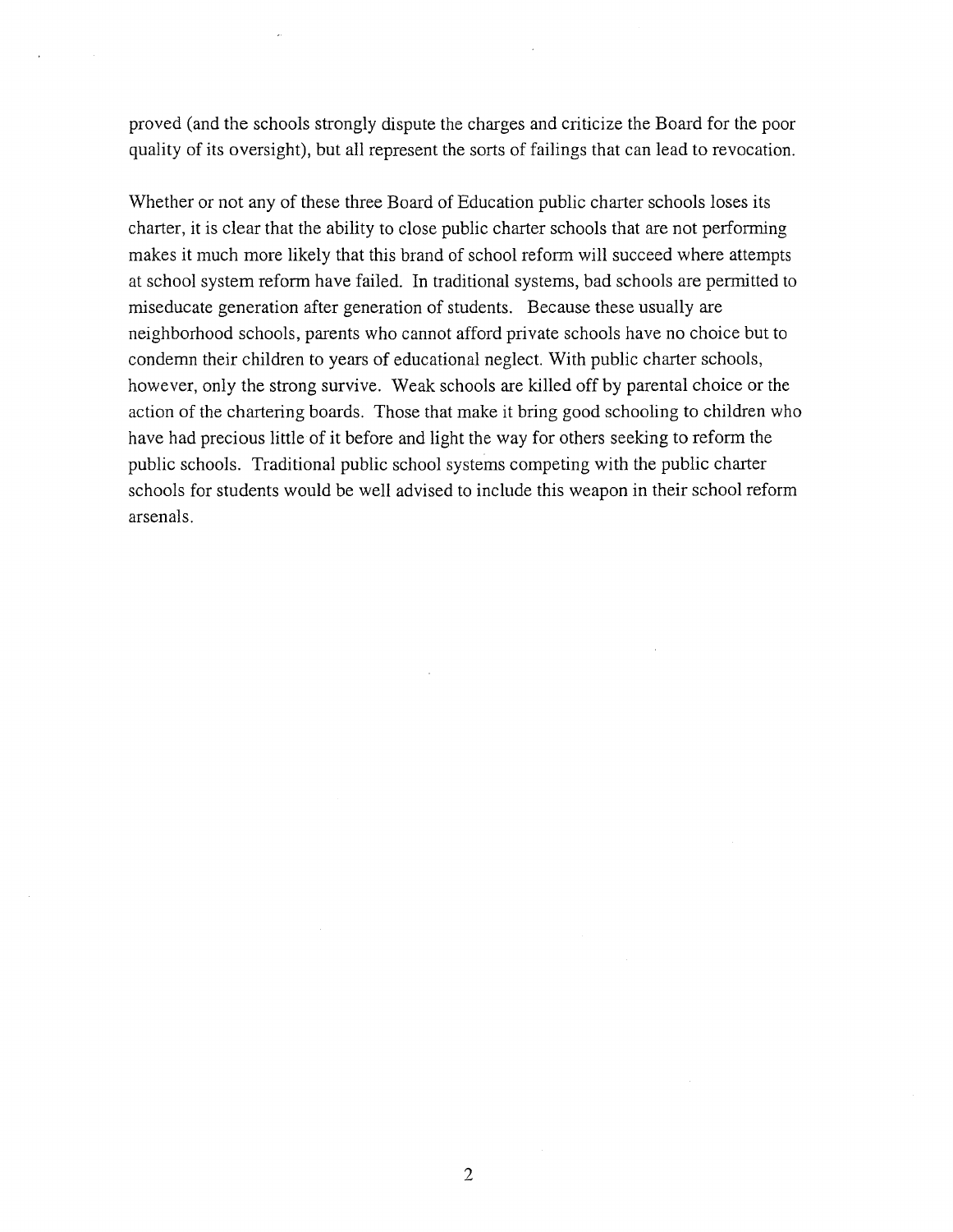proved (and the schools strongly dispute the charges and criticize the Board for the poor quality of its oversight), but all represent the sorts of failings that can lead to revocation.

Whether or not any of these three Board of Education public charter schools loses its charter, it is clear that the ability to close public charter schools that are not performing makes it much more likely that this brand of school reform will succeed where attempts at school system reform have failed. In traditional systems, bad schools are permitted to miseducate generation after generation of students. Because these usually are neighborhood schools, parents who cannot afford private schools have no choice but to condemn their children to years of educational neglect. With public charter schools, however, only the strong survive. Weak schools are killed off by parental choice or the action of the chartering boards. Those that make it bring good schooling to children who have had precious little of it before and light the way for others seeking to reform the public schools. Traditional public school systems competing with the public charter schools for students would be well advised to include this weapon in their school reform arsenals.